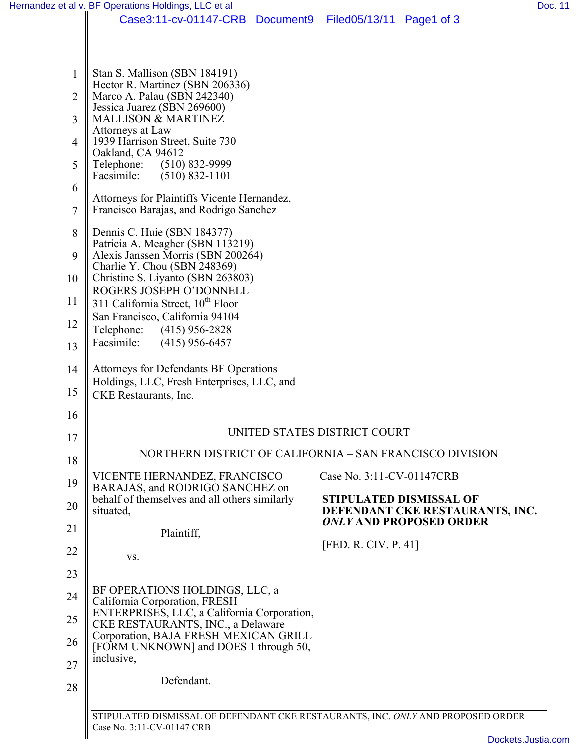Stan S. Mallison (SBN 184191)
Hector R. Martinez (SBN 206336)
Marco A. Palau (SBN 242340)
Jessica Juarez (SBN 269600)
MALLISON & MARTINEZ
Attorneys at Law
1939 Harrison Street, Suite 730
Oakland, CA 94612
Telephone: (510) 832-9999
Facsimile: (510) 832-1101

Attorneys for Plaintiffs Vicente Hernandez, Francisco Barajas, and Rodrigo Sanchez

Dennis C. Huie (SBN 184377)
Patricia A. Meagher (SBN 113219)
Alexis Janssen Morris (SBN 200264)
Charlie Y. Chou (SBN 248369)
Christine S. Liyanto (SBN 263803)
ROGERS JOSEPH O'DONNELL
311 California Street, 10th Floor
San Francisco, California 94104
Telephone: (415) 956-2828
Facsimile: (415) 956-6457

Attorneys for Defendants BF Operations Holdings, LLC, Fresh Enterprises, LLC, and CKE Restaurants, Inc.

UNITED STATES DISTRICT COURT

NORTHERN DISTRICT OF CALIFORNIA – SAN FRANCISCO DIVISION

VICENTE HERNANDEZ, FRANCISCO BARAJAS, and RODRIGO SANCHEZ on behalf of themselves and all others similarly situated,

Plaintiff,

vs.

BF OPERATIONS HOLDINGS, LLC, a California Corporation, FRESH ENTERPRISES, LLC, a California Corporation, CKE RESTAURANTS, INC., a Delaware Corporation, BAJA FRESH MEXICAN GRILL [FORM UNKNOWN] and DOES 1 through 50, inclusive,

Defendant.

Case No. 3:11-CV-01147CRB

**STIPULATED DISMISSAL OF DEFENDANT CKE RESTAURANTS, INC. *ONLY* AND PROPOSED ORDER**

[FED. R. CIV. P. 41]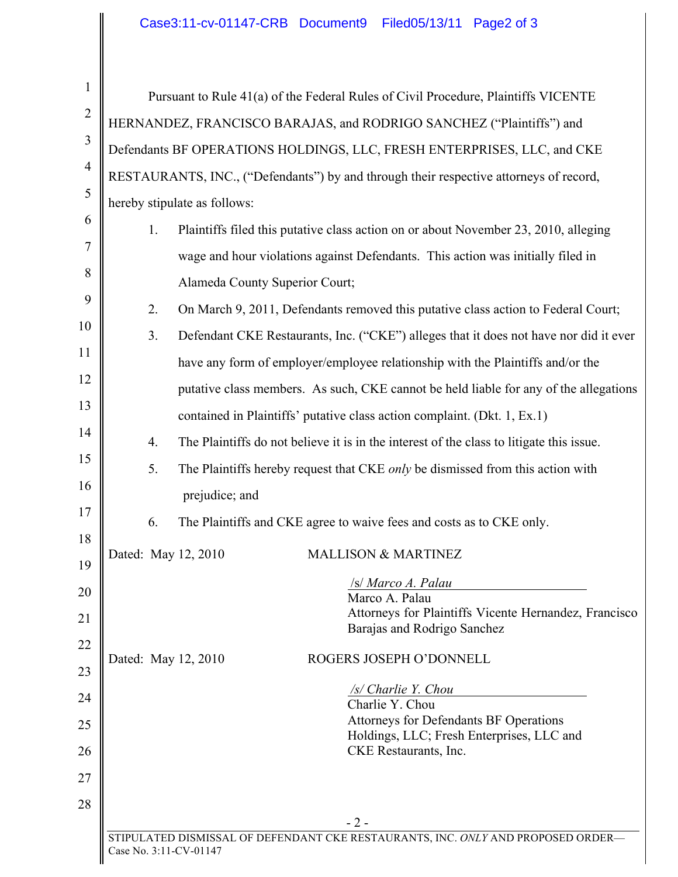Pursuant to Rule 41(a) of the Federal Rules of Civil Procedure, Plaintiffs VICENTE HERNANDEZ, FRANCISCO BARAJAS, and RODRIGO SANCHEZ ("Plaintiffs") and Defendants BF OPERATIONS HOLDINGS, LLC, FRESH ENTERPRISES, LLC, and CKE RESTAURANTS, INC., ("Defendants") by and through their respective attorneys of record, hereby stipulate as follows:

1. Plaintiffs filed this putative class action on or about November 23, 2010, alleging wage and hour violations against Defendants. This action was initially filed in Alameda County Superior Court;
2. On March 9, 2011, Defendants removed this putative class action to Federal Court;
3. Defendant CKE Restaurants, Inc. ("CKE") alleges that it does not have nor did it ever have any form of employer/employee relationship with the Plaintiffs and/or the putative class members. As such, CKE cannot be held liable for any of the allegations contained in Plaintiffs' putative class action complaint. (Dkt. 1, Ex.1)
4. The Plaintiffs do not believe it is in the interest of the class to litigate this issue.
5. The Plaintiffs hereby request that CKE *only* be dismissed from this action with prejudice; and
6. The Plaintiffs and CKE agree to waive fees and costs as to CKE only.

Dated: May 12, 2010

MALLISON & MARTINEZ

/s/ *Marco A. Palau*
Marco A. Palau
Attorneys for Plaintiffs Vicente Hernandez, Francisco Barajas and Rodrigo Sanchez

Dated: May 12, 2010

ROGERS JOSEPH O'DONNELL

*/s/ Charlie Y. Chou*
Charlie Y. Chou
Attorneys for Defendants BF Operations Holdings, LLC; Fresh Enterprises, LLC and CKE Restaurants, Inc.

STIPULATED DISMISSAL OF DEFENDANT CKE RESTAURANTS, INC. *ONLY* AND PROPOSED ORDER—
Case No. 3:11-CV-01147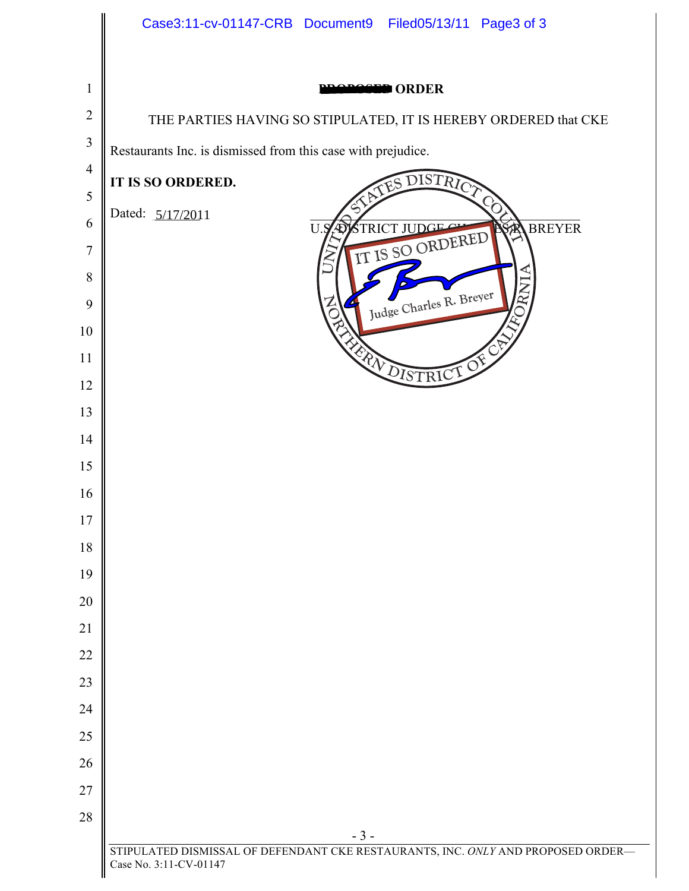**~~PROPOSED~~ ORDER**

THE PARTIES HAVING SO STIPULATED, IT IS HEREBY ORDERED that CKE Restaurants Inc. is dismissed from this case with prejudice.

**IT IS SO ORDERED.**

Dated: 5/17/2011

U.S. DISTRICT JUDGE CHARLES R. BREYER

UNITED STATES DISTRICT COURT
NORTHERN DISTRICT OF CALIFORNIA
IT IS SO ORDERED
Judge Charles R. Breyer

STIPULATED DISMISSAL OF DEFENDANT CKE RESTAURANTS, INC. *ONLY* AND PROPOSED ORDER—
Case No. 3:11-CV-01147